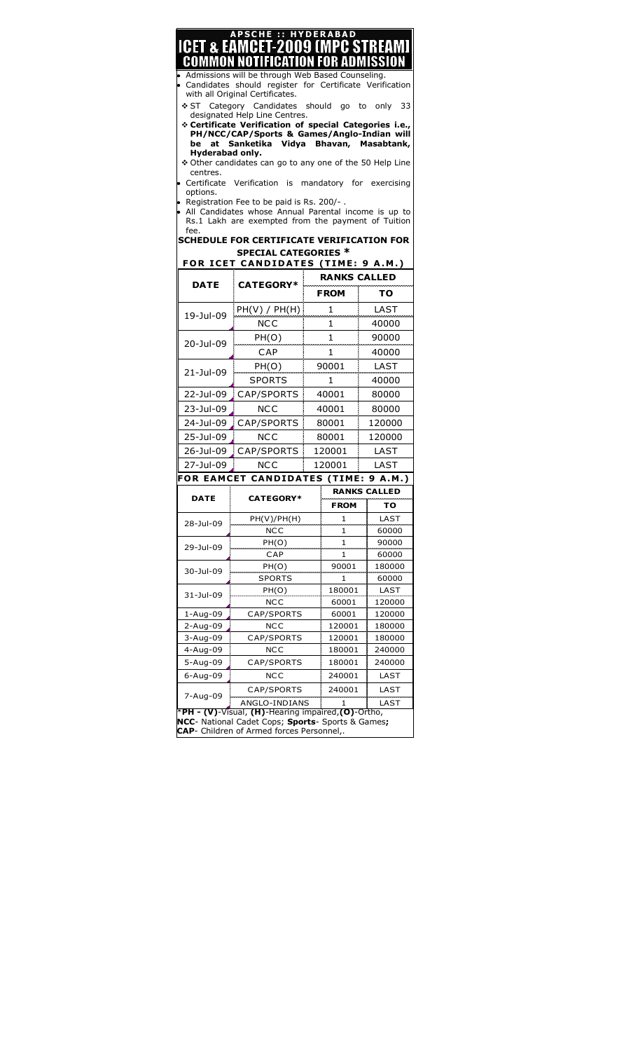# APSCHE :: HYDERABAD

# ICET & EAMCET-2009 (MPC STREAM)

## COMMON NOTIFICATION FOR ADMISSION

- Admissions will be through Web Based Counseling.
- Candidates should register for Certificate Verification with all Original Certificates.
  - ❖ ST Category Candidates should go to only 33 designated Help Line Centres.
  - ❖ **Certificate Verification of special Categories i.e., PH/NCC/CAP/Sports & Games/Anglo-Indian will be at Sanketika Vidya Bhavan, Masabtank, Hyderabad only.**
  - ❖ Other candidates can go to any one of the 50 Help Line centres.
- Certificate Verification is mandatory for exercising options.
- Registration Fee to be paid is Rs. 200/- .
- All Candidates whose Annual Parental income is up to Rs.1 Lakh are exempted from the payment of Tuition fee.

### SCHEDULE FOR CERTIFICATE VERIFICATION FOR SPECIAL CATEGORIES *

#### FOR ICET CANDIDATES (TIME: 9 A.M.)

| DATE | CATEGORY* | RANKS CALLED | |
|---|---|---|---|
| | | FROM | TO |
| 19-Jul-09 | PH(V) / PH(H) | 1 | LAST |
| | NCC | 1 | 40000 |
| 20-Jul-09 | PH(O) | 1 | 90000 |
| | CAP | 1 | 40000 |
| 21-Jul-09 | PH(O) | 90001 | LAST |
| | SPORTS | 1 | 40000 |
| 22-Jul-09 | CAP/SPORTS | 40001 | 80000 |
| 23-Jul-09 | NCC | 40001 | 80000 |
| 24-Jul-09 | CAP/SPORTS | 80001 | 120000 |
| 25-Jul-09 | NCC | 80001 | 120000 |
| 26-Jul-09 | CAP/SPORTS | 120001 | LAST |
| 27-Jul-09 | NCC | 120001 | LAST |

#### FOR EAMCET CANDIDATES (TIME: 9 A.M.)

| DATE | CATEGORY* | RANKS CALLED | |
|---|---|---|---|
| | | FROM | TO |
| 28-Jul-09 | PH(V)/PH(H) | 1 | LAST |
| | NCC | 1 | 60000 |
| 29-Jul-09 | PH(O) | 1 | 90000 |
| | CAP | 1 | 60000 |
| 30-Jul-09 | PH(O) | 90001 | 180000 |
| | SPORTS | 1 | 60000 |
| 31-Jul-09 | PH(O) | 180001 | LAST |
| | NCC | 60001 | 120000 |
| 1-Aug-09 | CAP/SPORTS | 60001 | 120000 |
| 2-Aug-09 | NCC | 120001 | 180000 |
| 3-Aug-09 | CAP/SPORTS | 120001 | 180000 |
| 4-Aug-09 | NCC | 180001 | 240000 |
| 5-Aug-09 | CAP/SPORTS | 180001 | 240000 |
| 6-Aug-09 | NCC | 240001 | LAST |
| 7-Aug-09 | CAP/SPORTS | 240001 | LAST |
| | ANGLO-INDIANS | 1 | LAST |

***PH - (V)**-Visual, **(H)**-Hearing impaired, **(O)**-Ortho,
**NCC**- National Cadet Cops; **Sports**- Sports & Games**;**
**CAP**- Children of Armed forces Personnel,.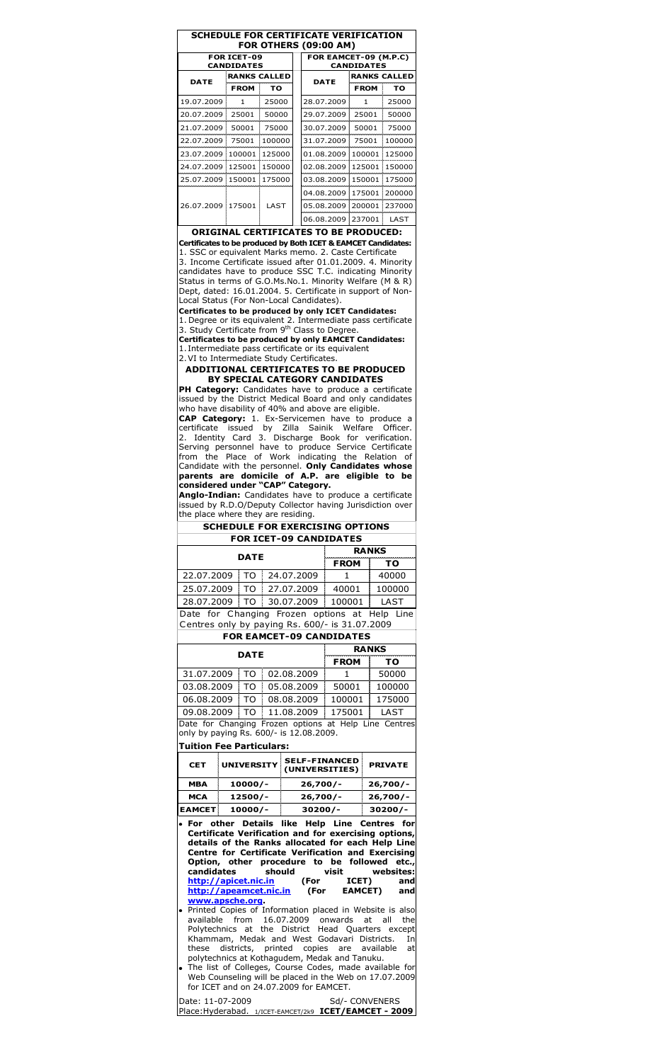## SCHEDULE FOR CERTIFICATE VERIFICATION FOR OTHERS (09:00 AM)

| FOR ICET-09 CANDIDATES | | | | FOR EAMCET-09 (M.P.C) CANDIDATES | | |
|---|---|---|---|---|---|---|
| DATE | RANKS CALLED | | | DATE | RANKS CALLED | |
| | FROM | TO | | | FROM | TO |
| 19.07.2009 | 1 | 25000 | | 28.07.2009 | 1 | 25000 |
| 20.07.2009 | 25001 | 50000 | | 29.07.2009 | 25001 | 50000 |
| 21.07.2009 | 50001 | 75000 | | 30.07.2009 | 50001 | 75000 |
| 22.07.2009 | 75001 | 100000 | | 31.07.2009 | 75001 | 100000 |
| 23.07.2009 | 100001 | 125000 | | 01.08.2009 | 100001 | 125000 |
| 24.07.2009 | 125001 | 150000 | | 02.08.2009 | 125001 | 150000 |
| 25.07.2009 | 150001 | 175000 | | 03.08.2009 | 150001 | 175000 |
| 26.07.2009 | 175001 | LAST | | 04.08.2009 | 175001 | 200000 |
| | | | | 05.08.2009 | 200001 | 237000 |
| | | | | 06.08.2009 | 237001 | LAST |

### ORIGINAL CERTIFICATES TO BE PRODUCED:

**Certificates to be produced by Both ICET & EAMCET Candidates:**
1. SSC or equivalent Marks memo. 2. Caste Certificate
3. Income Certificate issued after 01.01.2009. 4. Minority candidates have to produce SSC T.C. indicating Minority Status in terms of G.O.Ms.No.1. Minority Welfare (M & R) Dept, dated: 16.01.2004. 5. Certificate in support of Non-Local Status (For Non-Local Candidates).

**Certificates to be produced by only ICET Candidates:**
1. Degree or its equivalent 2. Intermediate pass certificate 3. Study Certificate from 9th Class to Degree.

**Certificates to be produced by only EAMCET Candidates:**
1. Intermediate pass certificate or its equivalent
2. VI to Intermediate Study Certificates.

### ADDITIONAL CERTIFICATES TO BE PRODUCED BY SPECIAL CATEGORY CANDIDATES

**PH Category:** Candidates have to produce a certificate issued by the District Medical Board and only candidates who have disability of 40% and above are eligible.

**CAP Category:** 1. Ex-Servicemen have to produce a certificate issued by Zilla Sainik Welfare Officer. 2. Identity Card 3. Discharge Book for verification. Serving personnel have to produce Service Certificate from the Place of Work indicating the Relation of Candidate with the personnel. **Only Candidates whose parents are domicile of A.P. are eligible to be considered under "CAP" Category.**

**Anglo-Indian:** Candidates have to produce a certificate issued by R.D.O/Deputy Collector having Jurisdiction over the place where they are residing.

## SCHEDULE FOR EXERCISING OPTIONS

### FOR ICET-09 CANDIDATES

| DATE | | | RANKS | |
|---|---|---|---|---|
| | | | FROM | TO |
| 22.07.2009 | TO | 24.07.2009 | 1 | 40000 |
| 25.07.2009 | TO | 27.07.2009 | 40001 | 100000 |
| 28.07.2009 | TO | 30.07.2009 | 100001 | LAST |

Date for Changing Frozen options at Help Line Centres only by paying Rs. 600/- is 31.07.2009

### FOR EAMCET-09 CANDIDATES

| DATE | | | RANKS | |
|---|---|---|---|---|
| | | | FROM | TO |
| 31.07.2009 | TO | 02.08.2009 | 1 | 50000 |
| 03.08.2009 | TO | 05.08.2009 | 50001 | 100000 |
| 06.08.2009 | TO | 08.08.2009 | 100001 | 175000 |
| 09.08.2009 | TO | 11.08.2009 | 175001 | LAST |

Date for Changing Frozen options at Help Line Centres only by paying Rs. 600/- is 12.08.2009.

**Tuition Fee Particulars:**

| CET | UNIVERSITY | SELF-FINANCED (UNIVERSITIES) | PRIVATE |
|---|---|---|---|
| MBA | 10000/- | 26,700/- | 26,700/- |
| MCA | 12500/- | 26,700/- | 26,700/- |
| EAMCET | 10000/- | 30200/- | 30200/- |

- **For other Details like Help Line Centres for Certificate Verification and for exercising options, details of the Ranks allocated for each Help Line Centre for Certificate Verification and Exercising Option, other procedure to be followed etc., candidates should visit websites: http://apicet.nic.in (For ICET) and http://apeamcet.nic.in (For EAMCET) and www.apsche.org.**
- Printed Copies of Information placed in Website is also available from 16.07.2009 onwards at all the Polytechnics at the District Head Quarters except Khammam, Medak and West Godavari Districts. In these districts, printed copies are available at polytechnics at Kothagudem, Medak and Tanuku.
- The list of Colleges, Course Codes, made available for Web Counseling will be placed in the Web on 17.07.2009 for ICET and on 24.07.2009 for EAMCET.

Date: 11-07-2009 Sd/- CONVENERS
Place:Hyderabad. 1/ICET-EAMCET/2k9 **ICET/EAMCET - 2009**